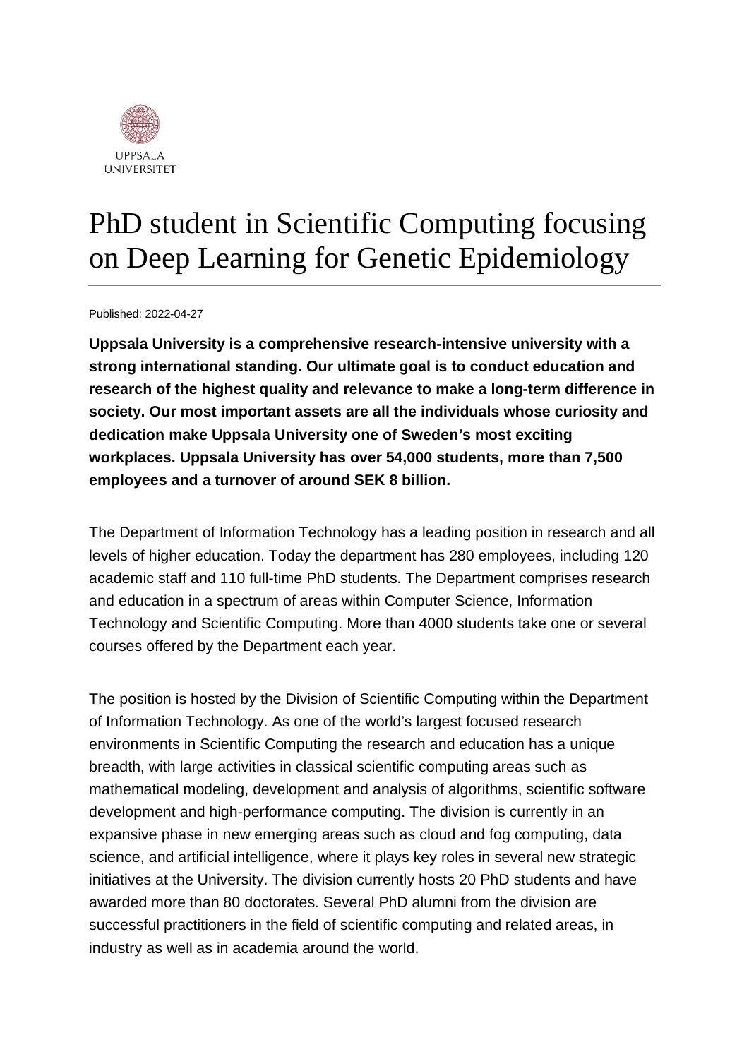UPPSALA UNIVERSITET

# PhD student in Scientific Computing focusing on Deep Learning for Genetic Epidemiology

Published: 2022-04-27

**Uppsala University is a comprehensive research-intensive university with a strong international standing. Our ultimate goal is to conduct education and research of the highest quality and relevance to make a long-term difference in society. Our most important assets are all the individuals whose curiosity and dedication make Uppsala University one of Sweden's most exciting workplaces. Uppsala University has over 54,000 students, more than 7,500 employees and a turnover of around SEK 8 billion.**

The Department of Information Technology has a leading position in research and all levels of higher education. Today the department has 280 employees, including 120 academic staff and 110 full-time PhD students. The Department comprises research and education in a spectrum of areas within Computer Science, Information Technology and Scientific Computing. More than 4000 students take one or several courses offered by the Department each year.

The position is hosted by the Division of Scientific Computing within the Department of Information Technology. As one of the world's largest focused research environments in Scientific Computing the research and education has a unique breadth, with large activities in classical scientific computing areas such as mathematical modeling, development and analysis of algorithms, scientific software development and high-performance computing. The division is currently in an expansive phase in new emerging areas such as cloud and fog computing, data science, and artificial intelligence, where it plays key roles in several new strategic initiatives at the University. The division currently hosts 20 PhD students and have awarded more than 80 doctorates. Several PhD alumni from the division are successful practitioners in the field of scientific computing and related areas, in industry as well as in academia around the world.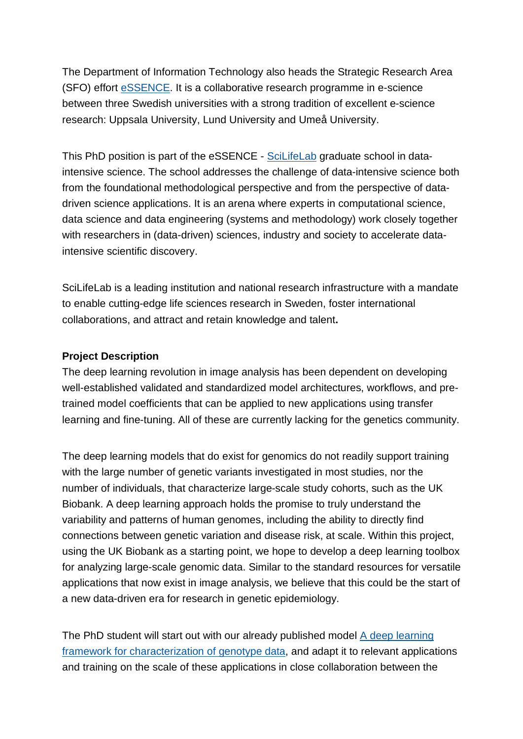The Department of Information Technology also heads the Strategic Research Area (SFO) effort [eSSENCE](). It is a collaborative research programme in e-science between three Swedish universities with a strong tradition of excellent e-science research: Uppsala University, Lund University and Umeå University.

This PhD position is part of the eSSENCE - [SciLifeLab]() graduate school in data-intensive science. The school addresses the challenge of data-intensive science both from the foundational methodological perspective and from the perspective of data-driven science applications. It is an arena where experts in computational science, data science and data engineering (systems and methodology) work closely together with researchers in (data-driven) sciences, industry and society to accelerate data-intensive scientific discovery.

SciLifeLab is a leading institution and national research infrastructure with a mandate to enable cutting-edge life sciences research in Sweden, foster international collaborations, and attract and retain knowledge and talent**.**

**Project Description**

The deep learning revolution in image analysis has been dependent on developing well-established validated and standardized model architectures, workflows, and pre-trained model coefficients that can be applied to new applications using transfer learning and fine-tuning. All of these are currently lacking for the genetics community.

The deep learning models that do exist for genomics do not readily support training with the large number of genetic variants investigated in most studies, nor the number of individuals, that characterize large-scale study cohorts, such as the UK Biobank. A deep learning approach holds the promise to truly understand the variability and patterns of human genomes, including the ability to directly find connections between genetic variation and disease risk, at scale. Within this project, using the UK Biobank as a starting point, we hope to develop a deep learning toolbox for analyzing large-scale genomic data. Similar to the standard resources for versatile applications that now exist in image analysis, we believe that this could be the start of a new data-driven era for research in genetic epidemiology.

The PhD student will start out with our already published model [A deep learning framework for characterization of genotype data](), and adapt it to relevant applications and training on the scale of these applications in close collaboration between the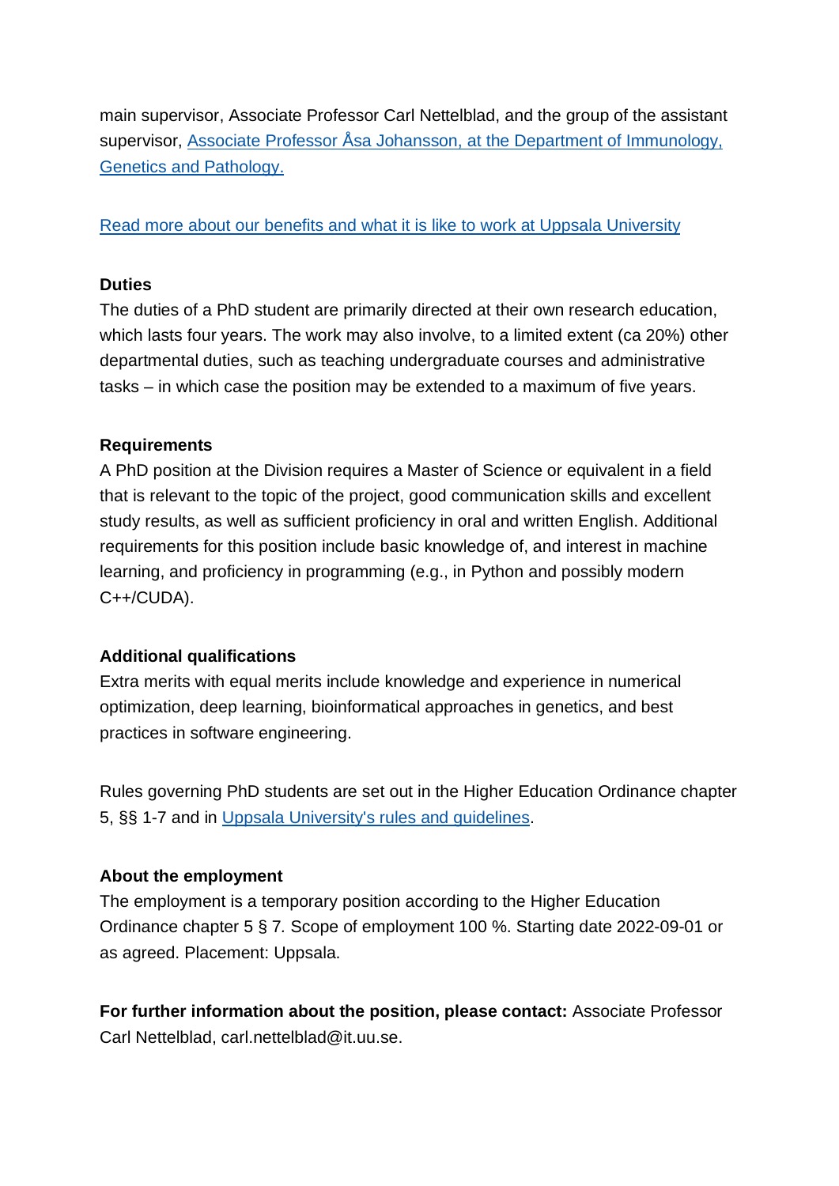main supervisor, Associate Professor Carl Nettelblad, and the group of the assistant supervisor, [Associate Professor Åsa Johansson, at the Department of Immunology, Genetics and Pathology.]()

[Read more about our benefits and what it is like to work at Uppsala University]()

**Duties**

The duties of a PhD student are primarily directed at their own research education, which lasts four years. The work may also involve, to a limited extent (ca 20%) other departmental duties, such as teaching undergraduate courses and administrative tasks – in which case the position may be extended to a maximum of five years.

**Requirements**

A PhD position at the Division requires a Master of Science or equivalent in a field that is relevant to the topic of the project, good communication skills and excellent study results, as well as sufficient proficiency in oral and written English. Additional requirements for this position include basic knowledge of, and interest in machine learning, and proficiency in programming (e.g., in Python and possibly modern C++/CUDA).

**Additional qualifications**

Extra merits with equal merits include knowledge and experience in numerical optimization, deep learning, bioinformatical approaches in genetics, and best practices in software engineering.

Rules governing PhD students are set out in the Higher Education Ordinance chapter 5, §§ 1-7 and in [Uppsala University's rules and guidelines]().

**About the employment**

The employment is a temporary position according to the Higher Education Ordinance chapter 5 § 7. Scope of employment 100 %. Starting date 2022-09-01 or as agreed. Placement: Uppsala.

**For further information about the position, please contact:** Associate Professor Carl Nettelblad, carl.nettelblad@it.uu.se.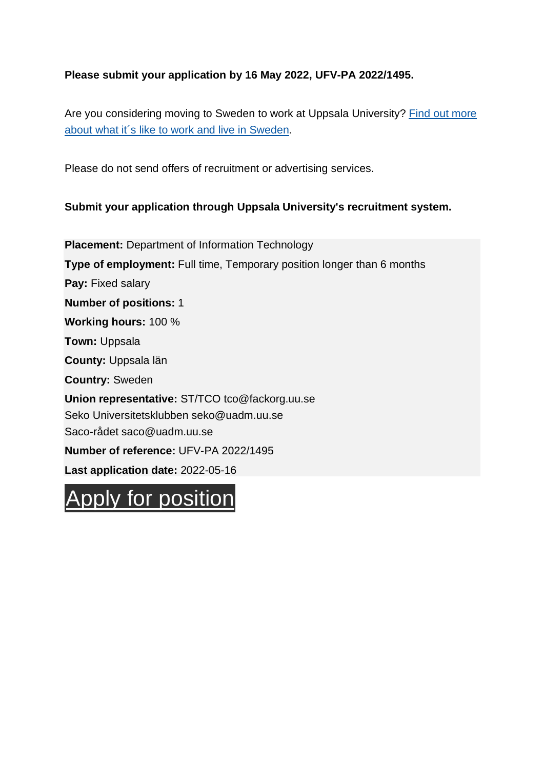**Please submit your application by 16 May 2022, UFV-PA 2022/1495.**

Are you considering moving to Sweden to work at Uppsala University? [Find out more about what it´s like to work and live in Sweden](#).

Please do not send offers of recruitment or advertising services.

**Submit your application through Uppsala University's recruitment system.**

**Placement:** Department of Information Technology
**Type of employment:** Full time, Temporary position longer than 6 months
**Pay:** Fixed salary
**Number of positions:** 1
**Working hours:** 100 %
**Town:** Uppsala
**County:** Uppsala län
**Country:** Sweden
**Union representative:** ST/TCO tco@fackorg.uu.se
Seko Universitetsklubben seko@uadm.uu.se
Saco-rådet saco@uadm.uu.se
**Number of reference:** UFV-PA 2022/1495
**Last application date:** 2022-05-16

[Apply for position](#)